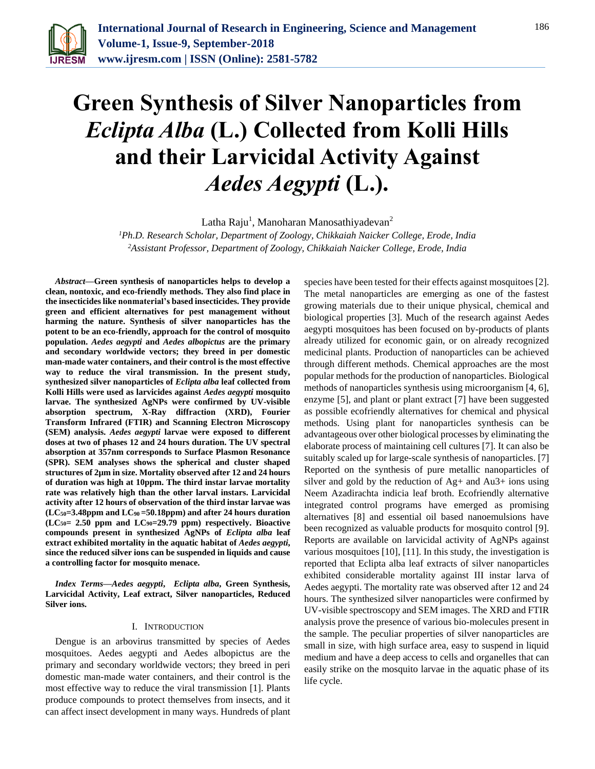# Green Synthesis of Silver Nanoparticles from *Eclipta Alba* (L.) Collected from Kolli Hills and their Larvicidal Activity Against *Aedes Aegypti* (L.).

Latha Raju[1], Manoharan Manosathiyadevan[2]

[1]*Ph.D. Research Scholar, Department of Zoology, Chikkaiah Naicker College, Erode, India*
[2]*Assistant Professor, Department of Zoology, Chikkaiah Naicker College, Erode, India*

***Abstract*—Green synthesis of nanoparticles helps to develop a clean, nontoxic, and eco-friendly methods. They also find place in the insecticides like nonmaterial's based insecticides. They provide green and efficient alternatives for pest management without harming the nature. Synthesis of silver nanoparticles has the potent to be an eco-friendly, approach for the control of mosquito population. *Aedes aegypti* and *Aedes albopictus* are the primary and secondary worldwide vectors; they breed in per domestic man-made water containers, and their control is the most effective way to reduce the viral transmission. In the present study, synthesized silver nanoparticles of *Eclipta alba* leaf collected from Kolli Hills were used as larvicides against *Aedes aegypti* mosquito larvae. The synthesized AgNPs were confirmed by UV-visible absorption spectrum, X-Ray diffraction (XRD), Fourier Transform Infrared (FTIR) and Scanning Electron Microscopy (SEM) analysis. *Aedes aegypti* larvae were exposed to different doses at two of phases 12 and 24 hours duration. The UV spectral absorption at 357nm corresponds to Surface Plasmon Resonance (SPR). SEM analyses shows the spherical and cluster shaped structures of 2µm in size. Mortality observed after 12 and 24 hours of duration was high at 10ppm. The third instar larvae mortality rate was relatively high than the other larval instars. Larvicidal activity after 12 hours of observation of the third instar larvae was ($LC_{50}$=3.48ppm and $LC_{90}$ =50.18ppm) and after 24 hours duration ($LC_{50}$= 2.50 ppm and $LC_{90}$=29.79 ppm) respectively. Bioactive compounds present in synthesized AgNPs of *Eclipta alba* leaf extract exhibited mortality in the aquatic habitat of *Aedes aegypti*, since the reduced silver ions can be suspended in liquids and cause a controlling factor for mosquito menace.**

***Index Terms*—*Aedes aegypti*, *Eclipta alba*, Green Synthesis, Larvicidal Activity, Leaf extract, Silver nanoparticles, Reduced Silver ions.**

## I. Introduction

Dengue is an arbovirus transmitted by species of Aedes mosquitoes. Aedes aegypti and Aedes albopictus are the primary and secondary worldwide vectors; they breed in peri domestic man-made water containers, and their control is the most effective way to reduce the viral transmission [1]. Plants produce compounds to protect themselves from insects, and it can affect insect development in many ways. Hundreds of plant species have been tested for their effects against mosquitoes [2]. The metal nanoparticles are emerging as one of the fastest growing materials due to their unique physical, chemical and biological properties [3]. Much of the research against Aedes aegypti mosquitoes has been focused on by-products of plants already utilized for economic gain, or on already recognized medicinal plants. Production of nanoparticles can be achieved through different methods. Chemical approaches are the most popular methods for the production of nanoparticles. Biological methods of nanoparticles synthesis using microorganism [4, 6], enzyme [5], and plant or plant extract [7] have been suggested as possible ecofriendly alternatives for chemical and physical methods. Using plant for nanoparticles synthesis can be advantageous over other biological processes by eliminating the elaborate process of maintaining cell cultures [7]. It can also be suitably scaled up for large-scale synthesis of nanoparticles. [7] Reported on the synthesis of pure metallic nanoparticles of silver and gold by the reduction of $Ag^{+}$ and $Au^{3+}$ ions using Neem Azadirachta indicia leaf broth. Ecofriendly alternative integrated control programs have emerged as promising alternatives [8] and essential oil based nanoemulsions have been recognized as valuable products for mosquito control [9]. Reports are available on larvicidal activity of AgNPs against various mosquitoes [10], [11]. In this study, the investigation is reported that Eclipta alba leaf extracts of silver nanoparticles exhibited considerable mortality against III instar larva of Aedes aegypti. The mortality rate was observed after 12 and 24 hours. The synthesized silver nanoparticles were confirmed by UV-visible spectroscopy and SEM images. The XRD and FTIR analysis prove the presence of various bio-molecules present in the sample. The peculiar properties of silver nanoparticles are small in size, with high surface area, easy to suspend in liquid medium and have a deep access to cells and organelles that can easily strike on the mosquito larvae in the aquatic phase of its life cycle.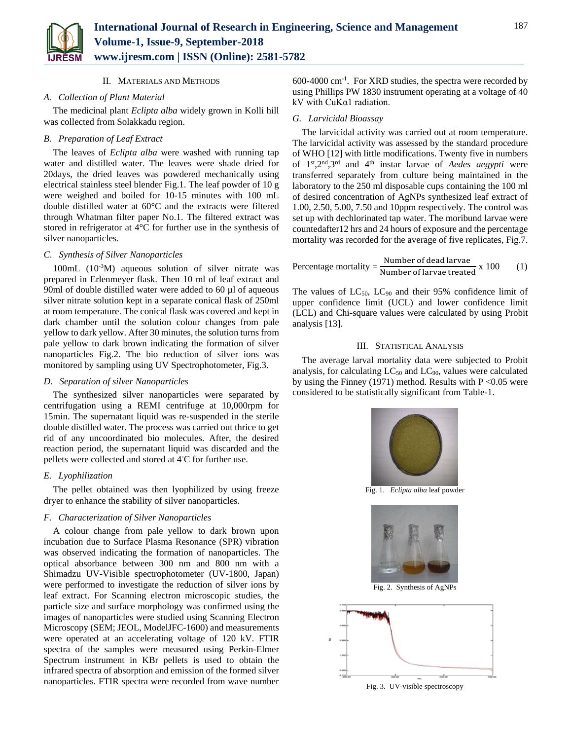## II. Materials and Methods

### A. Collection of Plant Material

The medicinal plant *Eclipta alba* widely grown in Kolli hill was collected from Solakkadu region.

### B. Preparation of Leaf Extract

The leaves of *Eclipta alba* were washed with running tap water and distilled water. The leaves were shade dried for 20days, the dried leaves was powdered mechanically using electrical stainless steel blender Fig.1. The leaf powder of 10 g were weighed and boiled for 10-15 minutes with 100 mL double distilled water at 60°C and the extracts were filtered through Whatman filter paper No.1. The filtered extract was stored in refrigerator at 4°C for further use in the synthesis of silver nanoparticles.

### C. Synthesis of Silver Nanoparticles

100mL ($10^{-3}$M) aqueous solution of silver nitrate was prepared in Erlenmeyer flask. Then 10 ml of leaf extract and 90ml of double distilled water were added to 60 µl of aqueous silver nitrate solution kept in a separate conical flask of 250ml at room temperature. The conical flask was covered and kept in dark chamber until the solution colour changes from pale yellow to dark yellow. After 30 minutes, the solution turns from pale yellow to dark brown indicating the formation of silver nanoparticles Fig.2. The bio reduction of silver ions was monitored by sampling using UV Spectrophotometer, Fig.3.

### D. Separation of silver Nanoparticles

The synthesized silver nanoparticles were separated by centrifugation using a REMI centrifuge at 10,000rpm for 15min. The supernatant liquid was re-suspended in the sterile double distilled water. The process was carried out thrice to get rid of any uncoordinated bio molecules. After, the desired reaction period, the supernatant liquid was discarded and the pellets were collected and stored at 4°C for further use.

### E. Lyophilization

The pellet obtained was then lyophilized by using freeze dryer to enhance the stability of silver nanoparticles.

### F. Characterization of Silver Nanoparticles

A colour change from pale yellow to dark brown upon incubation due to Surface Plasma Resonance (SPR) vibration was observed indicating the formation of nanoparticles. The optical absorbance between 300 nm and 800 nm with a Shimadzu UV-Visible spectrophotometer (UV-1800, Japan) were performed to investigate the reduction of silver ions by leaf extract. For Scanning electron microscopic studies, the particle size and surface morphology was confirmed using the images of nanoparticles were studied using Scanning Electron Microscopy (SEM; JEOL, ModelJFC-1600) and measurements were operated at an accelerating voltage of 120 kV. FTIR spectra of the samples were measured using Perkin-Elmer Spectrum instrument in KBr pellets is used to obtain the infrared spectra of absorption and emission of the formed silver nanoparticles. FTIR spectra were recorded from wave number 600-4000 $cm^{-1}$. For XRD studies, the spectra were recorded by using Phillips PW 1830 instrument operating at a voltage of 40 kV with CuKα1 radiation.

### G. Larvicidal Bioassay

The larvicidal activity was carried out at room temperature. The larvicidal activity was assessed by the standard procedure of WHO [12] with little modifications. Twenty five in numbers of 1st,2nd,3rd and 4th instar larvae of *Aedes aegypti* were transferred separately from culture being maintained in the laboratory to the 250 ml disposable cups containing the 100 ml of desired concentration of AgNPs synthesized leaf extract of 1.00, 2.50, 5.00, 7.50 and 10ppm respectively. The control was set up with dechlorinated tap water. The moribund larvae were countedafter12 hrs and 24 hours of exposure and the percentage mortality was recorded for the average of five replicates, Fig.7.

$$\text{Percentage mortality} = \frac{\text{Number of dead larvae}}{\text{Number of larvae treated}} \times 100 \qquad (1)$$

The values of $LC_{50}$, $LC_{90}$ and their 95% confidence limit of upper confidence limit (UCL) and lower confidence limit (LCL) and Chi-square values were calculated by using Probit analysis [13].

## III. Statistical Analysis

The average larval mortality data were subjected to Probit analysis, for calculating $LC_{50}$ and $LC_{90}$, values were calculated by using the Finney (1971) method. Results with $P < 0.05$ were considered to be statistically significant from Table-1.

Fig. 1. *Eclipta alba* leaf powder

Fig. 2. Synthesis of AgNPs

Fig. 3. UV-visible spectroscopy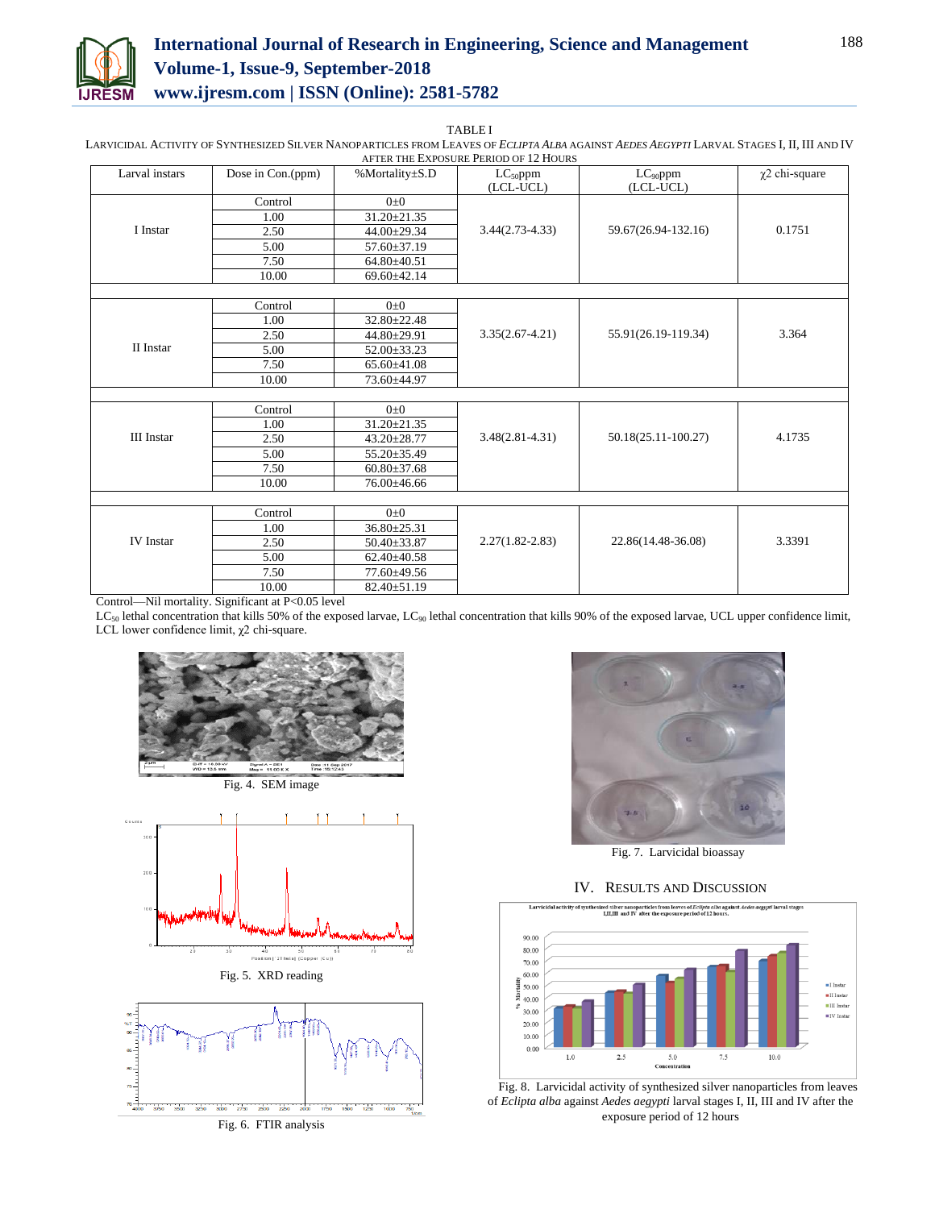TABLE I

LARVICIDAL ACTIVITY OF SYNTHESIZED SILVER NANOPARTICLES FROM LEAVES OF *ECLIPTA ALBA* AGAINST *AEDES AEGYPTI* LARVAL STAGES I, II, III AND IV AFTER THE EXPOSURE PERIOD OF 12 HOURS

| Larval instars | Dose in Con.(ppm) | %Mortality±S.D | $LC_{50}$ppm (LCL-UCL) | $LC_{90}$ppm (LCL-UCL) | χ2 chi-square |
|---|---|---|---|---|---|
| I Instar | Control | 0±0 | 3.44(2.73-4.33) | 59.67(26.94-132.16) | 0.1751 |
| | 1.00 | 31.20±21.35 | | | |
| | 2.50 | 44.00±29.34 | | | |
| | 5.00 | 57.60±37.19 | | | |
| | 7.50 | 64.80±40.51 | | | |
| | 10.00 | 69.60±42.14 | | | |
| II Instar | Control | 0±0 | 3.35(2.67-4.21) | 55.91(26.19-119.34) | 3.364 |
| | 1.00 | 32.80±22.48 | | | |
| | 2.50 | 44.80±29.91 | | | |
| | 5.00 | 52.00±33.23 | | | |
| | 7.50 | 65.60±41.08 | | | |
| | 10.00 | 73.60±44.97 | | | |
| III Instar | Control | 0±0 | 3.48(2.81-4.31) | 50.18(25.11-100.27) | 4.1735 |
| | 1.00 | 31.20±21.35 | | | |
| | 2.50 | 43.20±28.77 | | | |
| | 5.00 | 55.20±35.49 | | | |
| | 7.50 | 60.80±37.68 | | | |
| | 10.00 | 76.00±46.66 | | | |
| IV Instar | Control | 0±0 | 2.27(1.82-2.83) | 22.86(14.48-36.08) | 3.3391 |
| | 1.00 | 36.80±25.31 | | | |
| | 2.50 | 50.40±33.87 | | | |
| | 5.00 | 62.40±40.58 | | | |
| | 7.50 | 77.60±49.56 | | | |
| | 10.00 | 82.40±51.19 | | | |

Control—Nil mortality. Significant at $P<0.05$ level

$LC_{50}$ lethal concentration that kills 50% of the exposed larvae, $LC_{90}$ lethal concentration that kills 90% of the exposed larvae, UCL upper confidence limit, LCL lower confidence limit, χ2 chi-square.

Fig. 4. SEM image

Fig. 5. XRD reading

Fig. 6. FTIR analysis

Fig. 7. Larvicidal bioassay

## IV. RESULTS AND DISCUSSION

Fig. 8. Larvicidal activity of synthesized silver nanoparticles from leaves of *Eclipta alba* against *Aedes aegypti* larval stages I, II, III and IV after the exposure period of 12 hours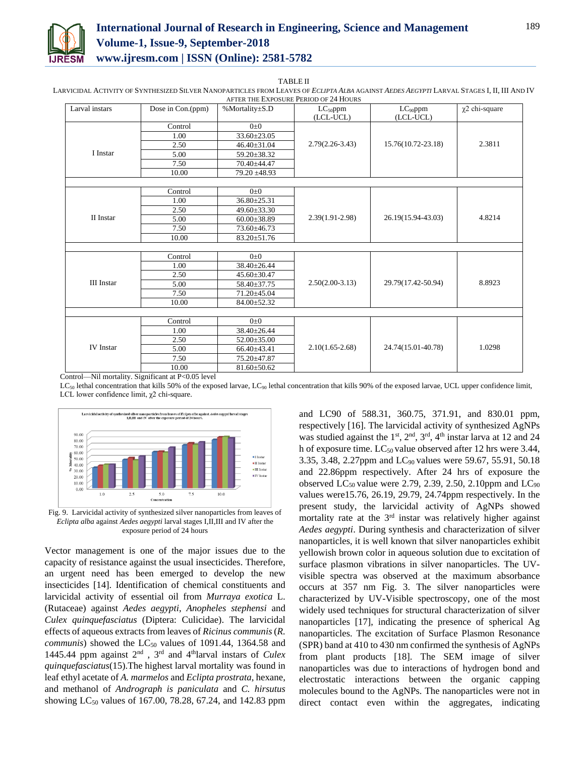TABLE II

LARVICIDAL ACTIVITY OF SYNTHESIZED SILVER NANOPARTICLES FROM LEAVES OF *ECLIPTA ALBA* AGAINST *AEDES AEGYPTI* LARVAL STAGES I, II, III AND IV AFTER THE EXPOSURE PERIOD OF 24 HOURS

| Larval instars | Dose in Con.(ppm) | %Mortality±S.D | $LC_{50}$ppm (LCL-UCL) | $LC_{90}$ppm (LCL-UCL) | χ2 chi-square |
|---|---|---|---|---|---|
| I Instar | Control | 0±0 | 2.79(2.26-3.43) | 15.76(10.72-23.18) | 2.3811 |
| | 1.00 | 33.60±23.05 | | | |
| | 2.50 | 46.40±31.04 | | | |
| | 5.00 | 59.20±38.32 | | | |
| | 7.50 | 70.40±44.47 | | | |
| | 10.00 | 79.20 ±48.93 | | | |
| II Instar | Control | 0±0 | 2.39(1.91-2.98) | 26.19(15.94-43.03) | 4.8214 |
| | 1.00 | 36.80±25.31 | | | |
| | 2.50 | 49.60±33.30 | | | |
| | 5.00 | 60.00±38.89 | | | |
| | 7.50 | 73.60±46.73 | | | |
| | 10.00 | 83.20±51.76 | | | |
| III Instar | Control | 0±0 | 2.50(2.00-3.13) | 29.79(17.42-50.94) | 8.8923 |
| | 1.00 | 38.40±26.44 | | | |
| | 2.50 | 45.60±30.47 | | | |
| | 5.00 | 58.40±37.75 | | | |
| | 7.50 | 71.20±45.04 | | | |
| | 10.00 | 84.00±52.32 | | | |
| IV Instar | Control | 0±0 | 2.10(1.65-2.68) | 24.74(15.01-40.78) | 1.0298 |
| | 1.00 | 38.40±26.44 | | | |
| | 2.50 | 52.00±35.00 | | | |
| | 5.00 | 66.40±43.41 | | | |
| | 7.50 | 75.20±47.87 | | | |
| | 10.00 | 81.60±50.62 | | | |

Control—Nil mortality. Significant at P<0.05 level

$LC_{50}$ lethal concentration that kills 50% of the exposed larvae, $LC_{90}$ lethal concentration that kills 90% of the exposed larvae, UCL upper confidence limit, LCL lower confidence limit, χ2 chi-square.

Fig. 9. Larvicidal activity of synthesized silver nanoparticles from leaves of *Eclipta alba* against *Aedes aegypti* larval stages I,II,III and IV after the exposure period of 24 hours

Vector management is one of the major issues due to the capacity of resistance against the usual insecticides. Therefore, an urgent need has been emerged to develop the new insecticides [14]. Identification of chemical constituents and larvicidal activity of essential oil from *Murraya exotica* L. (Rutaceae) against *Aedes aegypti*, *Anopheles stephensi* and *Culex quinquefasciatus* (Diptera: Culicidae). The larvicidal effects of aqueous extracts from leaves of *Ricinus communis* (*R. communis*) showed the $LC_{50}$ values of 1091.44, 1364.58 and 1445.44 ppm against 2nd, 3rd and 4th larval instars of *Culex quinquefasciatus*(15).The highest larval mortality was found in leaf ethyl acetate of *A. marmelos* and *Eclipta prostrata*, hexane, and methanol of *Andrograph is paniculata* and *C. hirsutus* showing $LC_{50}$ values of 167.00, 78.28, 67.24, and 142.83 ppm and LC90 of 588.31, 360.75, 371.91, and 830.01 ppm, respectively [16]. The larvicidal activity of synthesized AgNPs was studied against the 1st, 2nd, 3rd, 4th instar larva at 12 and 24 h of exposure time. $LC_{50}$ value observed after 12 hrs were 3.44, 3.35, 3.48, 2.27ppm and $LC_{90}$ values were 59.67, 55.91, 50.18 and 22.86ppm respectively. After 24 hrs of exposure the observed $LC_{50}$ value were 2.79, 2.39, 2.50, 2.10ppm and $LC_{90}$ values were15.76, 26.19, 29.79, 24.74ppm respectively. In the present study, the larvicidal activity of AgNPs showed mortality rate at the 3rd instar was relatively higher against *Aedes aegypti*. During synthesis and characterization of silver nanoparticles, it is well known that silver nanoparticles exhibit yellowish brown color in aqueous solution due to excitation of surface plasmon vibrations in silver nanoparticles. The UV-visible spectra was observed at the maximum absorbance occurs at 357 nm Fig. 3. The silver nanoparticles were characterized by UV-Visible spectroscopy, one of the most widely used techniques for structural characterization of silver nanoparticles [17], indicating the presence of spherical Ag nanoparticles. The excitation of Surface Plasmon Resonance (SPR) band at 410 to 430 nm confirmed the synthesis of AgNPs from plant products [18]. The SEM image of silver nanoparticles was due to interactions of hydrogen bond and electrostatic interactions between the organic capping molecules bound to the AgNPs. The nanoparticles were not in direct contact even within the aggregates, indicating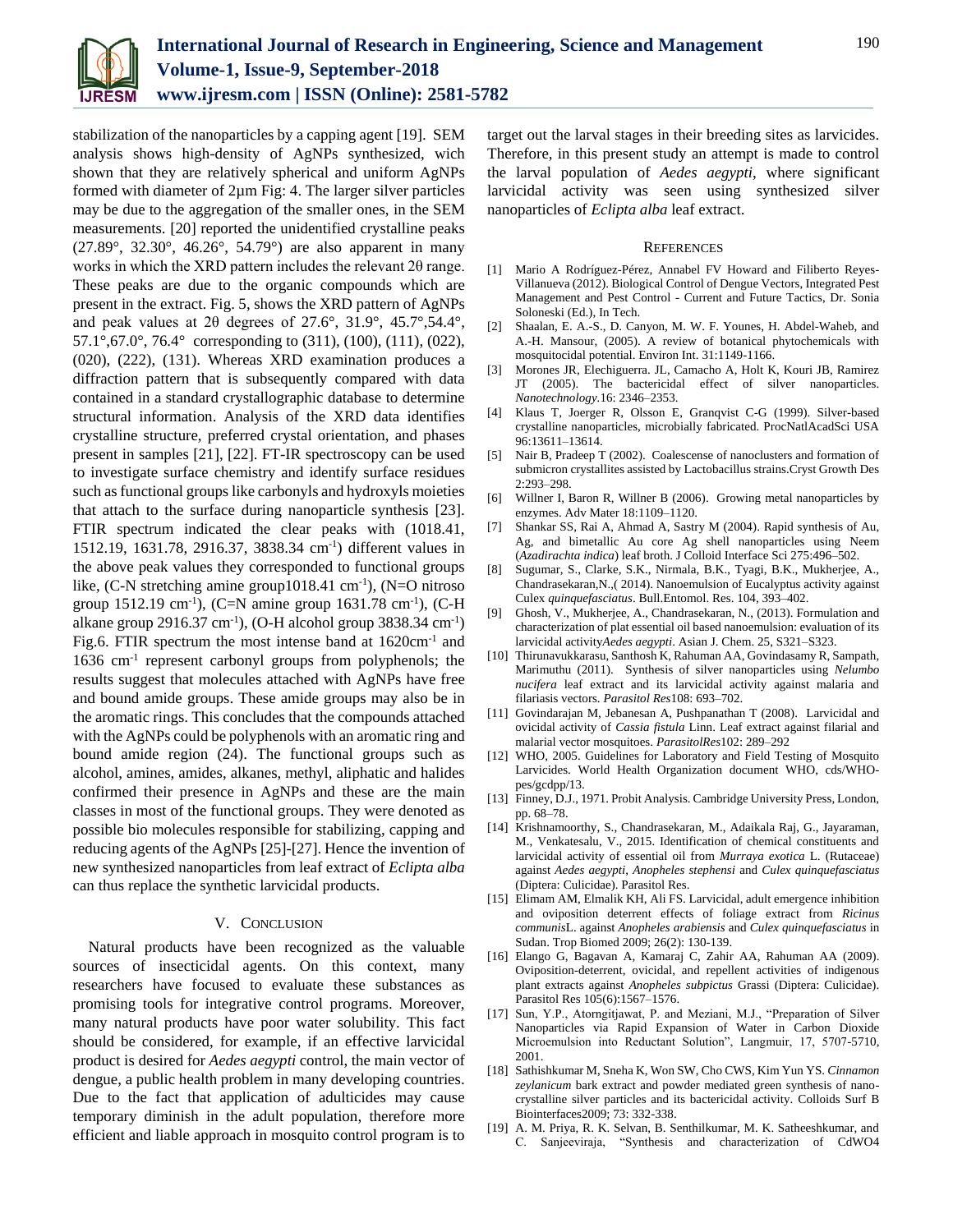stabilization of the nanoparticles by a capping agent [19]. SEM analysis shows high-density of AgNPs synthesized, wich shown that they are relatively spherical and uniform AgNPs formed with diameter of 2μm Fig: 4. The larger silver particles may be due to the aggregation of the smaller ones, in the SEM measurements. [20] reported the unidentified crystalline peaks (27.89°, 32.30°, 46.26°, 54.79°) are also apparent in many works in which the XRD pattern includes the relevant 2θ range. These peaks are due to the organic compounds which are present in the extract. Fig. 5, shows the XRD pattern of AgNPs and peak values at 2θ degrees of 27.6°, 31.9°, 45.7°,54.4°, 57.1°,67.0°, 76.4° corresponding to (311), (100), (111), (022), (020), (222), (131). Whereas XRD examination produces a diffraction pattern that is subsequently compared with data contained in a standard crystallographic database to determine structural information. Analysis of the XRD data identifies crystalline structure, preferred crystal orientation, and phases present in samples [21], [22]. FT-IR spectroscopy can be used to investigate surface chemistry and identify surface residues such as functional groups like carbonyls and hydroxyls moieties that attach to the surface during nanoparticle synthesis [23]. FTIR spectrum indicated the clear peaks with (1018.41, 1512.19, 1631.78, 2916.37, 3838.34 $cm^{-1}$) different values in the above peak values they corresponded to functional groups like, (C-N stretching amine group1018.41 $cm^{-1}$), (N=O nitroso group 1512.19 $cm^{-1}$), (C=N amine group 1631.78 $cm^{-1}$), (C-H alkane group 2916.37 $cm^{-1}$), (O-H alcohol group 3838.34 $cm^{-1}$) Fig.6. FTIR spectrum the most intense band at 1620$cm^{-1}$ and 1636 $cm^{-1}$ represent carbonyl groups from polyphenols; the results suggest that molecules attached with AgNPs have free and bound amide groups. These amide groups may also be in the aromatic rings. This concludes that the compounds attached with the AgNPs could be polyphenols with an aromatic ring and bound amide region (24). The functional groups such as alcohol, amines, amides, alkanes, methyl, aliphatic and halides confirmed their presence in AgNPs and these are the main classes in most of the functional groups. They were denoted as possible bio molecules responsible for stabilizing, capping and reducing agents of the AgNPs [25]-[27]. Hence the invention of new synthesized nanoparticles from leaf extract of *Eclipta alba* can thus replace the synthetic larvicidal products.

## V. Conclusion

Natural products have been recognized as the valuable sources of insecticidal agents. On this context, many researchers have focused to evaluate these substances as promising tools for integrative control programs. Moreover, many natural products have poor water solubility. This fact should be considered, for example, if an effective larvicidal product is desired for *Aedes aegypti* control, the main vector of dengue, a public health problem in many developing countries. Due to the fact that application of adulticides may cause temporary diminish in the adult population, therefore more efficient and liable approach in mosquito control program is to target out the larval stages in their breeding sites as larvicides. Therefore, in this present study an attempt is made to control the larval population of *Aedes aegypti*, where significant larvicidal activity was seen using synthesized silver nanoparticles of *Eclipta alba* leaf extract.

## References

[1] Mario A Rodríguez-Pérez, Annabel FV Howard and Filiberto Reyes-Villanueva (2012). Biological Control of Dengue Vectors, Integrated Pest Management and Pest Control - Current and Future Tactics, Dr. Sonia Soloneski (Ed.), In Tech.

[2] Shaalan, E. A.-S., D. Canyon, M. W. F. Younes, H. Abdel-Waheb, and A.-H. Mansour, (2005). A review of botanical phytochemicals with mosquitocidal potential. Environ Int. 31:1149-1166.

[3] Morones JR, Elechiguerra. JL, Camacho A, Holt K, Kouri JB, Ramirez JT (2005). The bactericidal effect of silver nanoparticles. *Nanotechnology*.16: 2346–2353.

[4] Klaus T, Joerger R, Olsson E, Granqvist C-G (1999). Silver-based crystalline nanoparticles, microbially fabricated. ProcNatlAcadSci USA 96:13611–13614.

[5] Nair B, Pradeep T (2002). Coalescense of nanoclusters and formation of submicron crystallites assisted by Lactobacillus strains.Cryst Growth Des 2:293–298.

[6] Willner I, Baron R, Willner B (2006). Growing metal nanoparticles by enzymes. Adv Mater 18:1109–1120.

[7] Shankar SS, Rai A, Ahmad A, Sastry M (2004). Rapid synthesis of Au, Ag, and bimetallic Au core Ag shell nanoparticles using Neem (*Azadirachta indica*) leaf broth. J Colloid Interface Sci 275:496–502.

[8] Sugumar, S., Clarke, S.K., Nirmala, B.K., Tyagi, B.K., Mukherjee, A., Chandrasekaran,N.,( 2014). Nanoemulsion of Eucalyptus activity against Culex *quinquefasciatus*. Bull.Entomol. Res. 104, 393–402.

[9] Ghosh, V., Mukherjee, A., Chandrasekaran, N., (2013). Formulation and characterization of plat essential oil based nanoemulsion: evaluation of its larvicidal activity*Aedes aegypti*. Asian J. Chem. 25, S321–S323.

[10] Thirunavukkarasu, Santhosh K, Rahuman AA, Govindasamy R, Sampath, Marimuthu (2011). Synthesis of silver nanoparticles using *Nelumbo nucifera* leaf extract and its larvicidal activity against malaria and filariasis vectors. *Parasitol Res*108: 693–702.

[11] Govindarajan M, Jebanesan A, Pushpanathan T (2008). Larvicidal and ovicidal activity of *Cassia fistula* Linn. Leaf extract against filarial and malarial vector mosquitoes. *ParasitolRes*102: 289–292

[12] WHO, 2005. Guidelines for Laboratory and Field Testing of Mosquito Larvicides. World Health Organization document WHO, cds/WHO-pes/gcdpp/13.

[13] Finney, D.J., 1971. Probit Analysis. Cambridge University Press, London, pp. 68–78.

[14] Krishnamoorthy, S., Chandrasekaran, M., Adaikala Raj, G., Jayaraman, M., Venkatesalu, V., 2015. Identification of chemical constituents and larvicidal activity of essential oil from *Murraya exotica* L. (Rutaceae) against *Aedes aegypti*, *Anopheles stephensi* and *Culex quinquefasciatus* (Diptera: Culicidae). Parasitol Res.

[15] Elimam AM, Elmalik KH, Ali FS. Larvicidal, adult emergence inhibition and oviposition deterrent effects of foliage extract from *Ricinus communis*L. against *Anopheles arabiensis* and *Culex quinquefasciatus* in Sudan. Trop Biomed 2009; 26(2): 130-139.

[16] Elango G, Bagavan A, Kamaraj C, Zahir AA, Rahuman AA (2009). Oviposition-deterrent, ovicidal, and repellent activities of indigenous plant extracts against *Anopheles subpictus* Grassi (Diptera: Culicidae). Parasitol Res 105(6):1567–1576.

[17] Sun, Y.P., Atorngitjawat, P. and Meziani, M.J., "Preparation of Silver Nanoparticles via Rapid Expansion of Water in Carbon Dioxide Microemulsion into Reductant Solution", Langmuir, 17, 5707-5710, 2001.

[18] Sathishkumar M, Sneha K, Won SW, Cho CWS, Kim Yun YS. *Cinnamon zeylanicum* bark extract and powder mediated green synthesis of nano-crystalline silver particles and its bactericidal activity. Colloids Surf B Biointerfaces2009; 73: 332-338.

[19] A. M. Priya, R. K. Selvan, B. Senthilkumar, M. K. Satheeshkumar, and C. Sanjeeviraja, "Synthesis and characterization of $CdWO_4$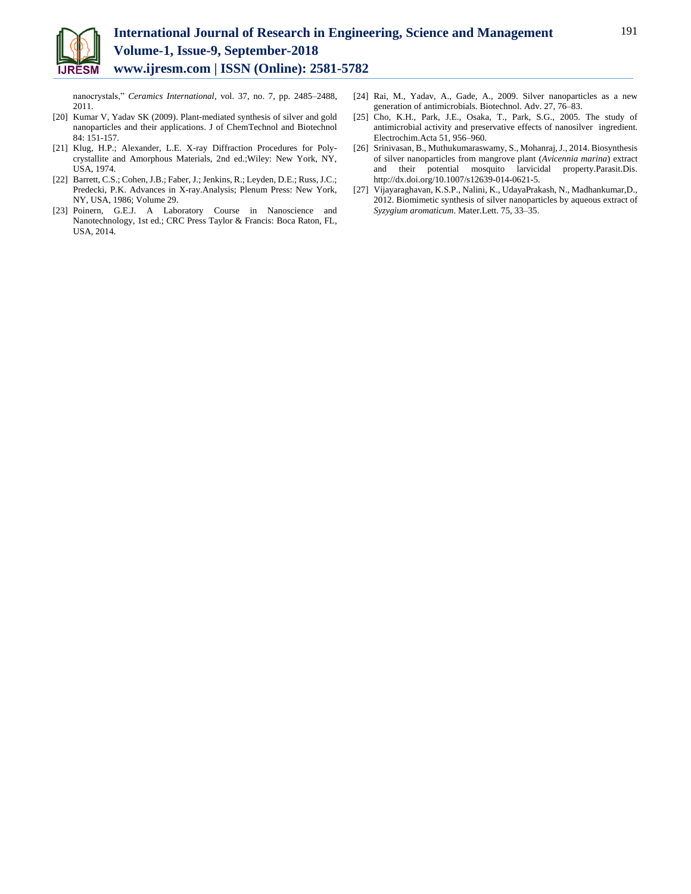nanocrystals," *Ceramics International*, vol. 37, no. 7, pp. 2485–2488, 2011.

[20] Kumar V, Yadav SK (2009). Plant-mediated synthesis of silver and gold nanoparticles and their applications. J of ChemTechnol and Biotechnol 84: 151-157.

[21] Klug, H.P.; Alexander, L.E. X-ray Diffraction Procedures for Poly-crystallite and Amorphous Materials, 2nd ed.;Wiley: New York, NY, USA, 1974.

[22] Barrett, C.S.; Cohen, J.B.; Faber, J.; Jenkins, R.; Leyden, D.E.; Russ, J.C.; Predecki, P.K. Advances in X-ray.Analysis; Plenum Press: New York, NY, USA, 1986; Volume 29.

[23] Poinern, G.E.J. A Laboratory Course in Nanoscience and Nanotechnology, 1st ed.; CRC Press Taylor & Francis: Boca Raton, FL, USA, 2014.

[24] Rai, M., Yadav, A., Gade, A., 2009. Silver nanoparticles as a new generation of antimicrobials. Biotechnol. Adv. 27, 76–83.

[25] Cho, K.H., Park, J.E., Osaka, T., Park, S.G., 2005. The study of antimicrobial activity and preservative effects of nanosilver ingredient. Electrochim.Acta 51, 956–960.

[26] Srinivasan, B., Muthukumaraswamy, S., Mohanraj, J., 2014. Biosynthesis of silver nanoparticles from mangrove plant (*Avicennia marina*) extract and their potential mosquito larvicidal property.Parasit.Dis. http://dx.doi.org/10.1007/s12639-014-0621-5.

[27] Vijayaraghavan, K.S.P., Nalini, K., UdayaPrakash, N., Madhankumar,D., 2012. Biomimetic synthesis of silver nanoparticles by aqueous extract of *Syzygium aromaticum*. Mater.Lett. 75, 33–35.